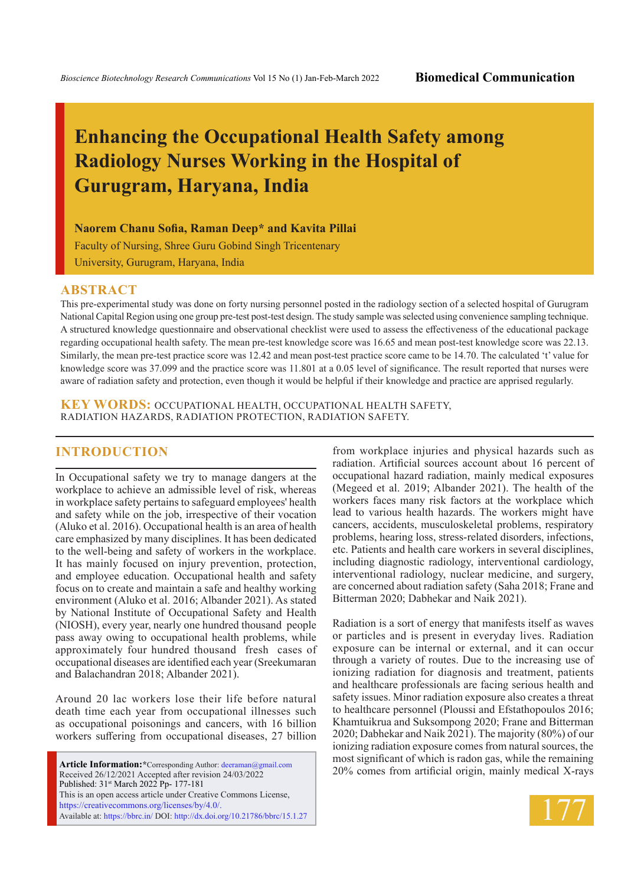# Enhancing the Occupational Health Safety among Radiology Nurses Working in the Hospital of Gurugram, Haryana, India

**Naorem Chanu Sofia, Raman Deep\* and Kavita Pillai**

Faculty of Nursing, Shree Guru Gobind Singh Tricentenary University, Gurugram, Haryana, India

## ABSTRACT

This pre-experimental study was done on forty nursing personnel posted in the radiology section of a selected hospital of Gurugram National Capital Region using one group pre-test post-test design. The study sample was selected using convenience sampling technique. A structured knowledge questionnaire and observational checklist were used to assess the effectiveness of the educational package regarding occupational health safety. The mean pre-test knowledge score was 16.65 and mean post-test knowledge score was 22.13. Similarly, the mean pre-test practice score was 12.42 and mean post-test practice score came to be 14.70. The calculated 't' value for knowledge score was 37.099 and the practice score was 11.801 at a 0.05 level of significance. The result reported that nurses were aware of radiation safety and protection, even though it would be helpful if their knowledge and practice are apprised regularly.

**KEY WORDS:** OCCUPATIONAL HEALTH, OCCUPATIONAL HEALTH SAFETY, RADIATION HAZARDS, RADIATION PROTECTION, RADIATION SAFETY.

## INTRODUCTION

In Occupational safety we try to manage dangers at the workplace to achieve an admissible level of risk, whereas in workplace safety pertains to safeguard employees' health and safety while on the job, irrespective of their vocation (Aluko et al. 2016). Occupational health is an area of health care emphasized by many disciplines. It has been dedicated to the well-being and safety of workers in the workplace. It has mainly focused on injury prevention, protection, and employee education. Occupational health and safety focus on to create and maintain a safe and healthy working environment (Aluko et al. 2016; Albander 2021). As stated by National Institute of Occupational Safety and Health (NIOSH), every year, nearly one hundred thousand people pass away owing to occupational health problems, while approximately four hundred thousand fresh cases of occupational diseases are identified each year (Sreekumaran and Balachandran 2018; Albander 2021).

Around 20 lac workers lose their life before natural death time each year from occupational illnesses such as occupational poisonings and cancers, with 16 billion workers suffering from occupational diseases, 27 billion from workplace injuries and physical hazards such as radiation. Artificial sources account about 16 percent of occupational hazard radiation, mainly medical exposures (Megeed et al. 2019; Albander 2021). The health of the workers faces many risk factors at the workplace which lead to various health hazards. The workers might have cancers, accidents, musculoskeletal problems, respiratory problems, hearing loss, stress-related disorders, infections, etc. Patients and health care workers in several disciplines, including diagnostic radiology, interventional cardiology, interventional radiology, nuclear medicine, and surgery, are concerned about radiation safety (Saha 2018; Frane and Bitterman 2020; Dabhekar and Naik 2021).

Radiation is a sort of energy that manifests itself as waves or particles and is present in everyday lives. Radiation exposure can be internal or external, and it can occur through a variety of routes. Due to the increasing use of ionizing radiation for diagnosis and treatment, patients and healthcare professionals are facing serious health and safety issues. Minor radiation exposure also creates a threat to healthcare personnel (Ploussi and Efstathopoulos 2016; Khamtuikrua and Suksompong 2020; Frane and Bitterman 2020; Dabhekar and Naik 2021). The majority (80%) of our ionizing radiation exposure comes from natural sources, the most significant of which is radon gas, while the remaining 20% comes from artificial origin, mainly medical X-rays

**Article Information:**\*Corresponding Author: deeraman@gmail.com
Received 26/12/2021 Accepted after revision 24/03/2022
Published: 31st March 2022 Pp- 177-181
This is an open access article under Creative Commons License, https://creativecommons.org/licenses/by/4.0/.
Available at: https://bbrc.in/ DOI: http://dx.doi.org/10.21786/bbrc/15.1.27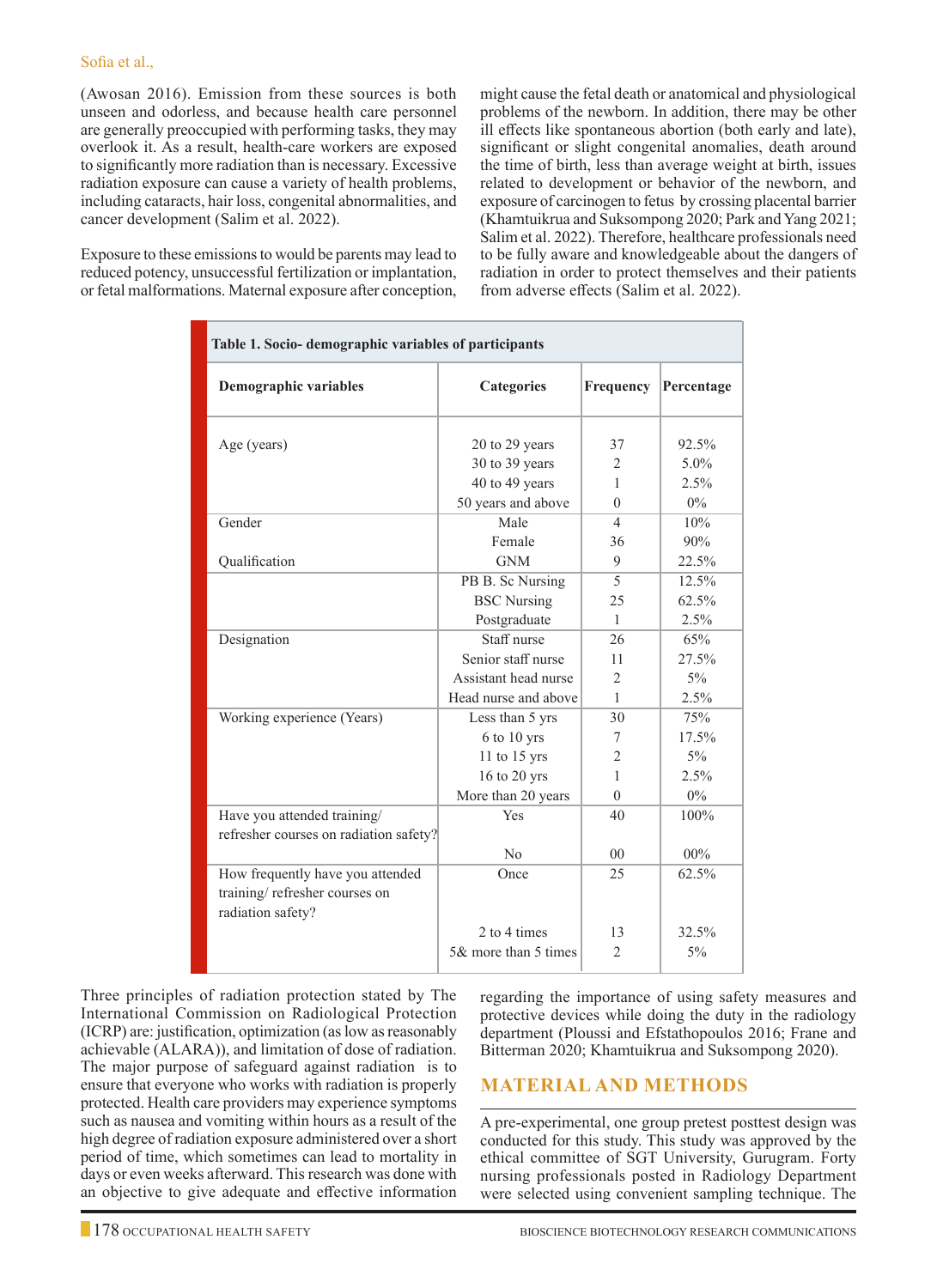(Awosan 2016). Emission from these sources is both unseen and odorless, and because health care personnel are generally preoccupied with performing tasks, they may overlook it. As a result, health-care workers are exposed to significantly more radiation than is necessary. Excessive radiation exposure can cause a variety of health problems, including cataracts, hair loss, congenital abnormalities, and cancer development (Salim et al. 2022).

Exposure to these emissions to would be parents may lead to reduced potency, unsuccessful fertilization or implantation, or fetal malformations. Maternal exposure after conception, might cause the fetal death or anatomical and physiological problems of the newborn. In addition, there may be other ill effects like spontaneous abortion (both early and late), significant or slight congenital anomalies, death around the time of birth, less than average weight at birth, issues related to development or behavior of the newborn, and exposure of carcinogen to fetus by crossing placental barrier (Khamtuikrua and Suksompong 2020; Park and Yang 2021; Salim et al. 2022). Therefore, healthcare professionals need to be fully aware and knowledgeable about the dangers of radiation in order to protect themselves and their patients from adverse effects (Salim et al. 2022).

**Table 1. Socio- demographic variables of participants**

| Demographic variables | Categories | Frequency | Percentage |
|---|---|---|---|
| Age (years) | 20 to 29 years | 37 | 92.5% |
| | 30 to 39 years | 2 | 5.0% |
| | 40 to 49 years | 1 | 2.5% |
| | 50 years and above | 0 | 0% |
| Gender | Male | 4 | 10% |
| | Female | 36 | 90% |
| Qualification | GNM | 9 | 22.5% |
| | PB B. Sc Nursing | 5 | 12.5% |
| | BSC Nursing | 25 | 62.5% |
| | Postgraduate | 1 | 2.5% |
| Designation | Staff nurse | 26 | 65% |
| | Senior staff nurse | 11 | 27.5% |
| | Assistant head nurse | 2 | 5% |
| | Head nurse and above | 1 | 2.5% |
| Working experience (Years) | Less than 5 yrs | 30 | 75% |
| | 6 to 10 yrs | 7 | 17.5% |
| | 11 to 15 yrs | 2 | 5% |
| | 16 to 20 yrs | 1 | 2.5% |
| | More than 20 years | 0 | 0% |
| Have you attended training/ refresher courses on radiation safety? | Yes | 40 | 100% |
| | No | 00 | 00% |
| How frequently have you attended training/ refresher courses on radiation safety? | Once | 25 | 62.5% |
| | 2 to 4 times | 13 | 32.5% |
| | 5& more than 5 times | 2 | 5% |

Three principles of radiation protection stated by The International Commission on Radiological Protection (ICRP) are: justification, optimization (as low as reasonably achievable (ALARA)), and limitation of dose of radiation. The major purpose of safeguard against radiation is to ensure that everyone who works with radiation is properly protected. Health care providers may experience symptoms such as nausea and vomiting within hours as a result of the high degree of radiation exposure administered over a short period of time, which sometimes can lead to mortality in days or even weeks afterward. This research was done with an objective to give adequate and effective information regarding the importance of using safety measures and protective devices while doing the duty in the radiology department (Ploussi and Efstathopoulos 2016; Frane and Bitterman 2020; Khamtuikrua and Suksompong 2020).

## MATERIAL AND METHODS

A pre-experimental, one group pretest posttest design was conducted for this study. This study was approved by the ethical committee of SGT University, Gurugram. Forty nursing professionals posted in Radiology Department were selected using convenient sampling technique. The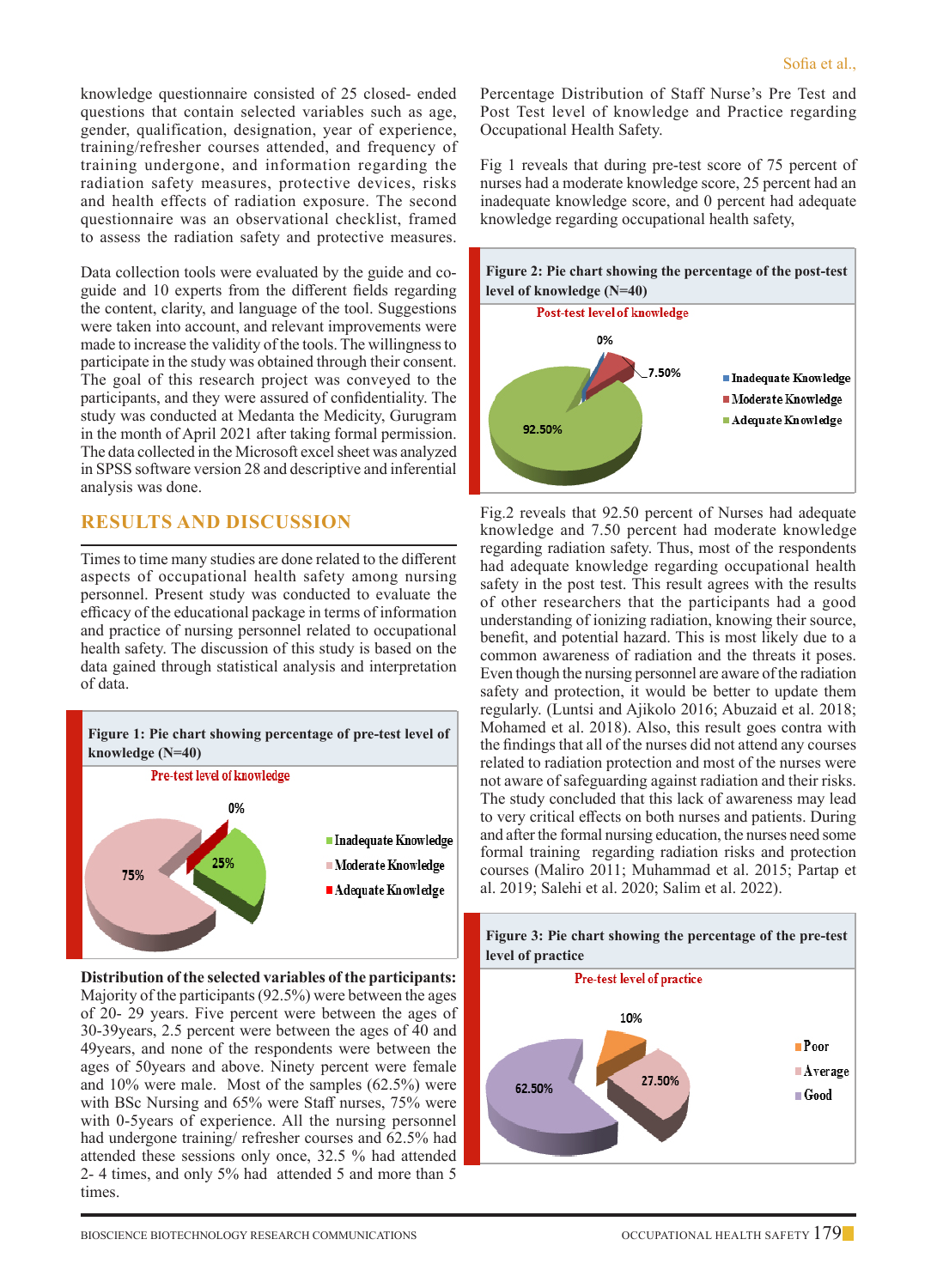knowledge questionnaire consisted of 25 closed- ended questions that contain selected variables such as age, gender, qualification, designation, year of experience, training/refresher courses attended, and frequency of training undergone, and information regarding the radiation safety measures, protective devices, risks and health effects of radiation exposure. The second questionnaire was an observational checklist, framed to assess the radiation safety and protective measures.

Data collection tools were evaluated by the guide and co-guide and 10 experts from the different fields regarding the content, clarity, and language of the tool. Suggestions were taken into account, and relevant improvements were made to increase the validity of the tools. The willingness to participate in the study was obtained through their consent. The goal of this research project was conveyed to the participants, and they were assured of confidentiality. The study was conducted at Medanta the Medicity, Gurugram in the month of April 2021 after taking formal permission. The data collected in the Microsoft excel sheet was analyzed in SPSS software version 28 and descriptive and inferential analysis was done.

## RESULTS AND DISCUSSION

Times to time many studies are done related to the different aspects of occupational health safety among nursing personnel. Present study was conducted to evaluate the efficacy of the educational package in terms of information and practice of nursing personnel related to occupational health safety. The discussion of this study is based on the data gained through statistical analysis and interpretation of data.

**Figure 1: Pie chart showing percentage of pre-test level of knowledge (N=40)**

Pre-test level of knowledge

- Inadequate Knowledge: 0%
- Moderate Knowledge: 75%
- Adequate Knowledge: 25%

**Distribution of the selected variables of the participants:** Majority of the participants (92.5%) were between the ages of 20- 29 years. Five percent were between the ages of 30-39years, 2.5 percent were between the ages of 40 and 49years, and none of the respondents were between the ages of 50years and above. Ninety percent were female and 10% were male. Most of the samples (62.5%) were with BSc Nursing and 65% were Staff nurses, 75% were with 0-5years of experience. All the nursing personnel had undergone training/ refresher courses and 62.5% had attended these sessions only once, 32.5 % had attended 2- 4 times, and only 5% had attended 5 and more than 5 times.

Percentage Distribution of Staff Nurse's Pre Test and Post Test level of knowledge and Practice regarding Occupational Health Safety.

Fig 1 reveals that during pre-test score of 75 percent of nurses had a moderate knowledge score, 25 percent had an inadequate knowledge score, and 0 percent had adequate knowledge regarding occupational health safety,

**Figure 2: Pie chart showing the percentage of the post-test level of knowledge (N=40)**

Post-test level of knowledge

- Inadequate Knowledge: 0%
- Moderate Knowledge: 7.50%
- Adequate Knowledge: 92.50%

Fig.2 reveals that 92.50 percent of Nurses had adequate knowledge and 7.50 percent had moderate knowledge regarding radiation safety. Thus, most of the respondents had adequate knowledge regarding occupational health safety in the post test. This result agrees with the results of other researchers that the participants had a good understanding of ionizing radiation, knowing their source, benefit, and potential hazard. This is most likely due to a common awareness of radiation and the threats it poses. Even though the nursing personnel are aware of the radiation safety and protection, it would be better to update them regularly. (Luntsi and Ajikolo 2016; Abuzaid et al. 2018; Mohamed et al. 2018). Also, this result goes contra with the findings that all of the nurses did not attend any courses related to radiation protection and most of the nurses were not aware of safeguarding against radiation and their risks. The study concluded that this lack of awareness may lead to very critical effects on both nurses and patients. During and after the formal nursing education, the nurses need some formal training regarding radiation risks and protection courses (Maliro 2011; Muhammad et al. 2015; Partap et al. 2019; Salehi et al. 2020; Salim et al. 2022).

**Figure 3: Pie chart showing the percentage of the pre-test level of practice**

Pre-test level of practice

- Poor: 10%
- Average: 27.50%
- Good: 62.50%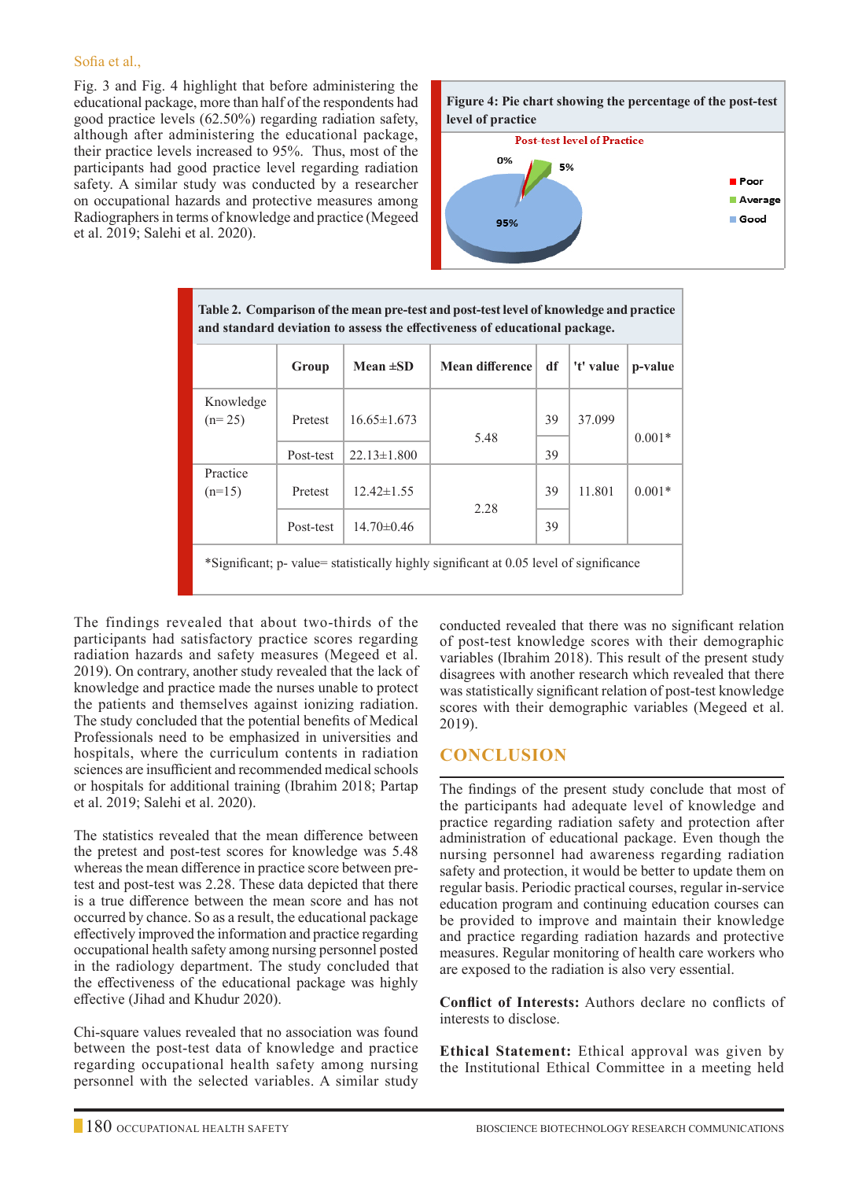Fig. 3 and Fig. 4 highlight that before administering the educational package, more than half of the respondents had good practice levels (62.50%) regarding radiation safety, although after administering the educational package, their practice levels increased to 95%. Thus, most of the participants had good practice level regarding radiation safety. A similar study was conducted by a researcher on occupational hazards and protective measures among Radiographers in terms of knowledge and practice (Megeed et al. 2019; Salehi et al. 2020).

**Figure 4: Pie chart showing the percentage of the post-test level of practice**

Post-test level of Practice

0% Poor; 5% Average; 95% Good

**Table 2. Comparison of the mean pre-test and post-test level of knowledge and practice and standard deviation to assess the effectiveness of educational package.**

| | Group | Mean ±SD | Mean difference | df | 't' value | p-value |
|---|---|---|---|---|---|---|
| Knowledge (n= 25) | Pretest | 16.65±1.673 | 5.48 | 39 | 37.099 | 0.001* |
| | Post-test | 22.13±1.800 | | 39 | | |
| Practice (n=15) | Pretest | 12.42±1.55 | 2.28 | 39 | 11.801 | 0.001* |
| | Post-test | 14.70±0.46 | | 39 | | |

*Significant; p- value= statistically highly significant at 0.05 level of significance

The findings revealed that about two-thirds of the participants had satisfactory practice scores regarding radiation hazards and safety measures (Megeed et al. 2019). On contrary, another study revealed that the lack of knowledge and practice made the nurses unable to protect the patients and themselves against ionizing radiation. The study concluded that the potential benefits of Medical Professionals need to be emphasized in universities and hospitals, where the curriculum contents in radiation sciences are insufficient and recommended medical schools or hospitals for additional training (Ibrahim 2018; Partap et al. 2019; Salehi et al. 2020).

The statistics revealed that the mean difference between the pretest and post-test scores for knowledge was 5.48 whereas the mean difference in practice score between pre-test and post-test was 2.28. These data depicted that there is a true difference between the mean score and has not occurred by chance. So as a result, the educational package effectively improved the information and practice regarding occupational health safety among nursing personnel posted in the radiology department. The study concluded that the effectiveness of the educational package was highly effective (Jihad and Khudur 2020).

Chi-square values revealed that no association was found between the post-test data of knowledge and practice regarding occupational health safety among nursing personnel with the selected variables. A similar study conducted revealed that there was no significant relation of post-test knowledge scores with their demographic variables (Ibrahim 2018). This result of the present study disagrees with another research which revealed that there was statistically significant relation of post-test knowledge scores with their demographic variables (Megeed et al. 2019).

## CONCLUSION

The findings of the present study conclude that most of the participants had adequate level of knowledge and practice regarding radiation safety and protection after administration of educational package. Even though the nursing personnel had awareness regarding radiation safety and protection, it would be better to update them on regular basis. Periodic practical courses, regular in-service education program and continuing education courses can be provided to improve and maintain their knowledge and practice regarding radiation hazards and protective measures. Regular monitoring of health care workers who are exposed to the radiation is also very essential.

**Conflict of Interests:** Authors declare no conflicts of interests to disclose.

**Ethical Statement:** Ethical approval was given by the Institutional Ethical Committee in a meeting held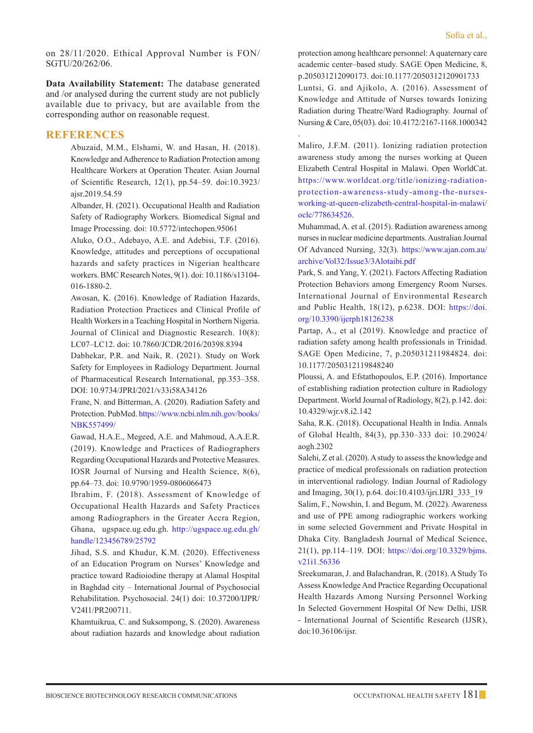on 28/11/2020. Ethical Approval Number is FON/SGTU/20/262/06.

**Data Availability Statement:** The database generated and /or analysed during the current study are not publicly available due to privacy, but are available from the corresponding author on reasonable request.

## REFERENCES

Abuzaid, M.M., Elshami, W. and Hasan, H. (2018). Knowledge and Adherence to Radiation Protection among Healthcare Workers at Operation Theater. Asian Journal of Scientific Research, 12(1), pp.54–59. doi:10.3923/ajsr.2019.54.59

Albander, H. (2021). Occupational Health and Radiation Safety of Radiography Workers. Biomedical Signal and Image Processing. doi: 10.5772/intechopen.95061

Aluko, O.O., Adebayo, A.E. and Adebisi, T.F. (2016). Knowledge, attitudes and perceptions of occupational hazards and safety practices in Nigerian healthcare workers. BMC Research Notes, 9(1). doi: 10.1186/s13104-016-1880-2.

Awosan, K. (2016). Knowledge of Radiation Hazards, Radiation Protection Practices and Clinical Profile of Health Workers in a Teaching Hospital in Northern Nigeria. Journal of Clinical and Diagnostic Research. 10(8): LC07–LC12. doi: 10.7860/JCDR/2016/20398.8394

Dabhekar, P.R. and Naik, R. (2021). Study on Work Safety for Employees in Radiology Department. Journal of Pharmaceutical Research International, pp.353–358. DOI: 10.9734/JPRI/2021/v33i58A34126

Frane, N. and Bitterman, A. (2020). Radiation Safety and Protection. PubMed. https://www.ncbi.nlm.nih.gov/books/NBK557499/

Gawad, H.A.E., Megeed, A.E. and Mahmoud, A.A.E.R. (2019). Knowledge and Practices of Radiographers Regarding Occupational Hazards and Protective Measures. IOSR Journal of Nursing and Health Science, 8(6), pp.64–73. doi: 10.9790/1959-0806066473

Ibrahim, F. (2018). Assessment of Knowledge of Occupational Health Hazards and Safety Practices among Radiographers in the Greater Accra Region, Ghana, ugspace.ug.edu.gh. http://ugspace.ug.edu.gh/handle/123456789/25792

Jihad, S.S. and Khudur, K.M. (2020). Effectiveness of an Education Program on Nurses' Knowledge and practice toward Radioiodine therapy at Alamal Hospital in Baghdad city – International Journal of Psychosocial Rehabilitation. Psychosocial. 24(1) doi: 10.37200/IJPR/V24I1/PR200711.

Khamtuikrua, C. and Suksompong, S. (2020). Awareness about radiation hazards and knowledge about radiation protection among healthcare personnel: A quaternary care academic center–based study. SAGE Open Medicine, 8, p.205031212090173. doi:10.1177/2050312120901733

Luntsi, G. and Ajikolo, A. (2016). Assessment of Knowledge and Attitude of Nurses towards Ionizing Radiation during Theatre/Ward Radiography. Journal of Nursing & Care, 05(03). doi: 10.4172/2167-1168.1000342

.

Maliro, J.F.M. (2011). Ionizing radiation protection awareness study among the nurses working at Queen Elizabeth Central Hospital in Malawi. Open WorldCat. https://www.worldcat.org/title/ionizing-radiation-protection-awareness-study-among-the-nurses-working-at-queen-elizabeth-central-hospital-in-malawi/oclc/778634526.

Muhammad, A. et al. (2015). Radiation awareness among nurses in nuclear medicine departments. Australian Journal Of Advanced Nursing, 32(3). https://www.ajan.com.au/archive/Vol32/Issue3/3Alotaibi.pdf

Park, S. and Yang, Y. (2021). Factors Affecting Radiation Protection Behaviors among Emergency Room Nurses. International Journal of Environmental Research and Public Health, 18(12), p.6238. DOI: https://doi.org/10.3390/ijerph18126238

Partap, A., et al (2019). Knowledge and practice of radiation safety among health professionals in Trinidad. SAGE Open Medicine, 7, p.205031211984824. doi: 10.1177/2050312119848240

Ploussi, A. and Efstathopoulos, E.P. (2016). Importance of establishing radiation protection culture in Radiology Department. World Journal of Radiology, 8(2), p.142. doi: 10.4329/wjr.v8.i2.142

Saha, R.K. (2018). Occupational Health in India. Annals of Global Health, 84(3), pp.330–333 doi: 10.29024/aogh.2302

Salehi, Z et al. (2020). A study to assess the knowledge and practice of medical professionals on radiation protection in interventional radiology. Indian Journal of Radiology and Imaging, 30(1), p.64. doi:10.4103/ijri.IJRI_333_19

Salim, F., Nowshin, I. and Begum, M. (2022). Awareness and use of PPE among radiographic workers working in some selected Government and Private Hospital in Dhaka City. Bangladesh Journal of Medical Science, 21(1), pp.114–119. DOI: https://doi.org/10.3329/bjms.v21i1.56336

Sreekumaran, J. and Balachandran, R. (2018). A Study To Assess Knowledge And Practice Regarding Occupational Health Hazards Among Nursing Personnel Working In Selected Government Hospital Of New Delhi, IJSR - International Journal of Scientific Research (IJSR), doi:10.36106/ijsr.